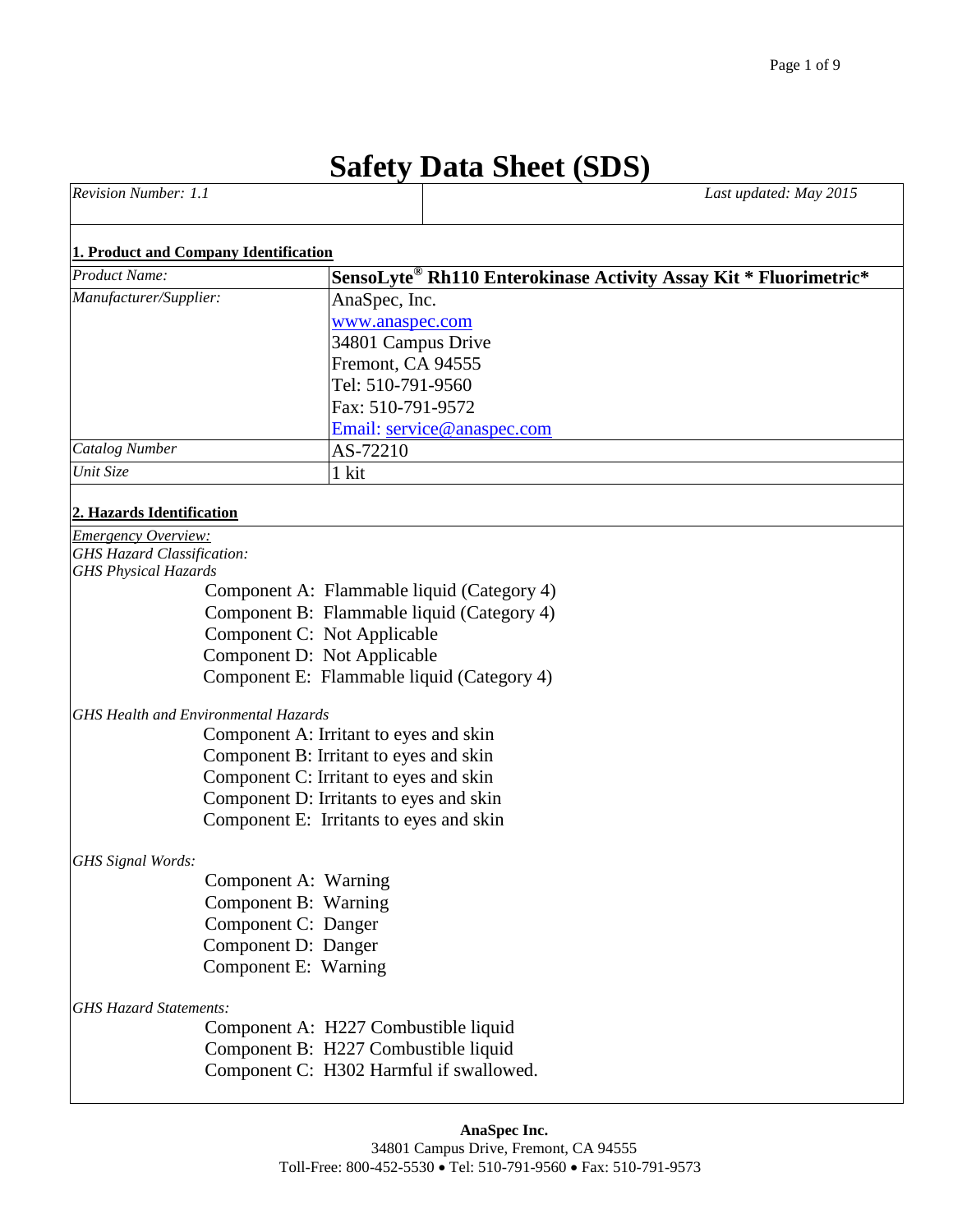# Safety Data Sheet (SDS)

| *Revision Number: 1.1* | *Last updated: May 2015* |
|---|---|

## 1. Product and Company Identification

| | |
|---|---|
| *Product Name:* | **SensoLyte® Rh110 Enterokinase Activity Assay Kit * Fluorimetric*** |
| *Manufacturer/Supplier:* | AnaSpec, Inc.<br>www.anaspec.com<br>34801 Campus Drive<br>Fremont, CA 94555<br>Tel: 510-791-9560<br>Fax: 510-791-9572<br>Email: service@anaspec.com |
| *Catalog Number* | AS-72210 |
| *Unit Size* | 1 kit |

## 2. Hazards Identification

*Emergency Overview:*
*GHS Hazard Classification:*
*GHS Physical Hazards*

Component A: Flammable liquid (Category 4)
Component B: Flammable liquid (Category 4)
Component C: Not Applicable
Component D: Not Applicable
Component E: Flammable liquid (Category 4)

*GHS Health and Environmental Hazards*

Component A: Irritant to eyes and skin
Component B: Irritant to eyes and skin
Component C: Irritant to eyes and skin
Component D: Irritants to eyes and skin
Component E: Irritants to eyes and skin

*GHS Signal Words:*

Component A: Warning
Component B: Warning
Component C: Danger
Component D: Danger
Component E: Warning

*GHS Hazard Statements:*

Component A: H227 Combustible liquid
Component B: H227 Combustible liquid
Component C: H302 Harmful if swallowed.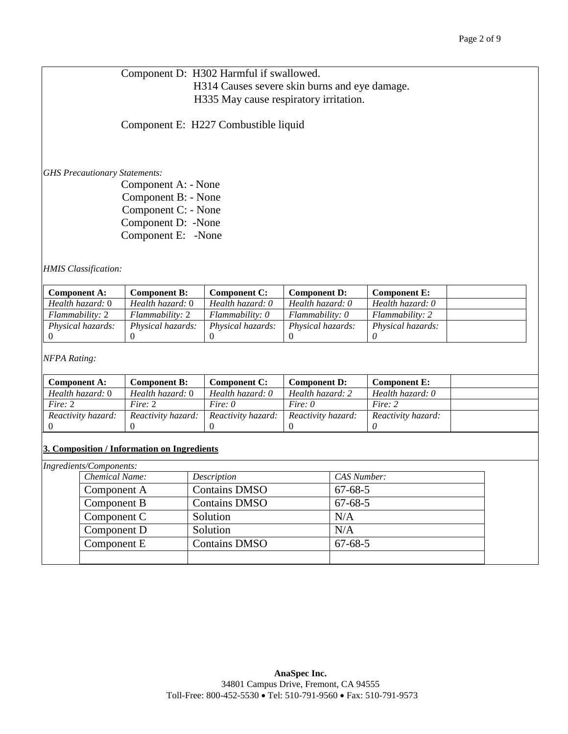Component D: H302 Harmful if swallowed.
H314 Causes severe skin burns and eye damage.
H335 May cause respiratory irritation.

Component E: H227 Combustible liquid

*GHS Precautionary Statements:*

Component A: - None
Component B: - None
Component C: - None
Component D: -None
Component E: -None

*HMIS Classification:*

| **Component A:** | **Component B:** | **Component C:** | **Component D:** | **Component E:** | |
|---|---|---|---|---|---|
| *Health hazard:* 0 | *Health hazard:* 0 | *Health hazard: 0* | *Health hazard: 0* | *Health hazard: 0* | |
| *Flammability:* 2 | *Flammability:* 2 | *Flammability: 0* | *Flammability: 0* | *Flammability: 2* | |
| *Physical hazards:* 0 | *Physical hazards:* 0 | *Physical hazards:* 0 | *Physical hazards:* 0 | *Physical hazards: 0* | |

*NFPA Rating:*

| **Component A:** | **Component B:** | **Component C:** | **Component D:** | **Component E:** | |
|---|---|---|---|---|---|
| *Health hazard:* 0 | *Health hazard:* 0 | *Health hazard: 0* | *Health hazard: 2* | *Health hazard: 0* | |
| *Fire:* 2 | *Fire:* 2 | *Fire: 0* | *Fire: 0* | *Fire: 2* | |
| *Reactivity hazard:* 0 | *Reactivity hazard:* 0 | *Reactivity hazard:* 0 | *Reactivity hazard:* 0 | *Reactivity hazard: 0* | |

## 3. Composition / Information on Ingredients

*Ingredients/Components:*

| *Chemical Name:* | *Description* | *CAS Number:* |
|---|---|---|
| Component A | Contains DMSO | 67-68-5 |
| Component B | Contains DMSO | 67-68-5 |
| Component C | Solution | N/A |
| Component D | Solution | N/A |
| Component E | Contains DMSO | 67-68-5 |
| | | |

**AnaSpec Inc.**
34801 Campus Drive, Fremont, CA 94555
Toll-Free: 800-452-5530 • Tel: 510-791-9560 • Fax: 510-791-9573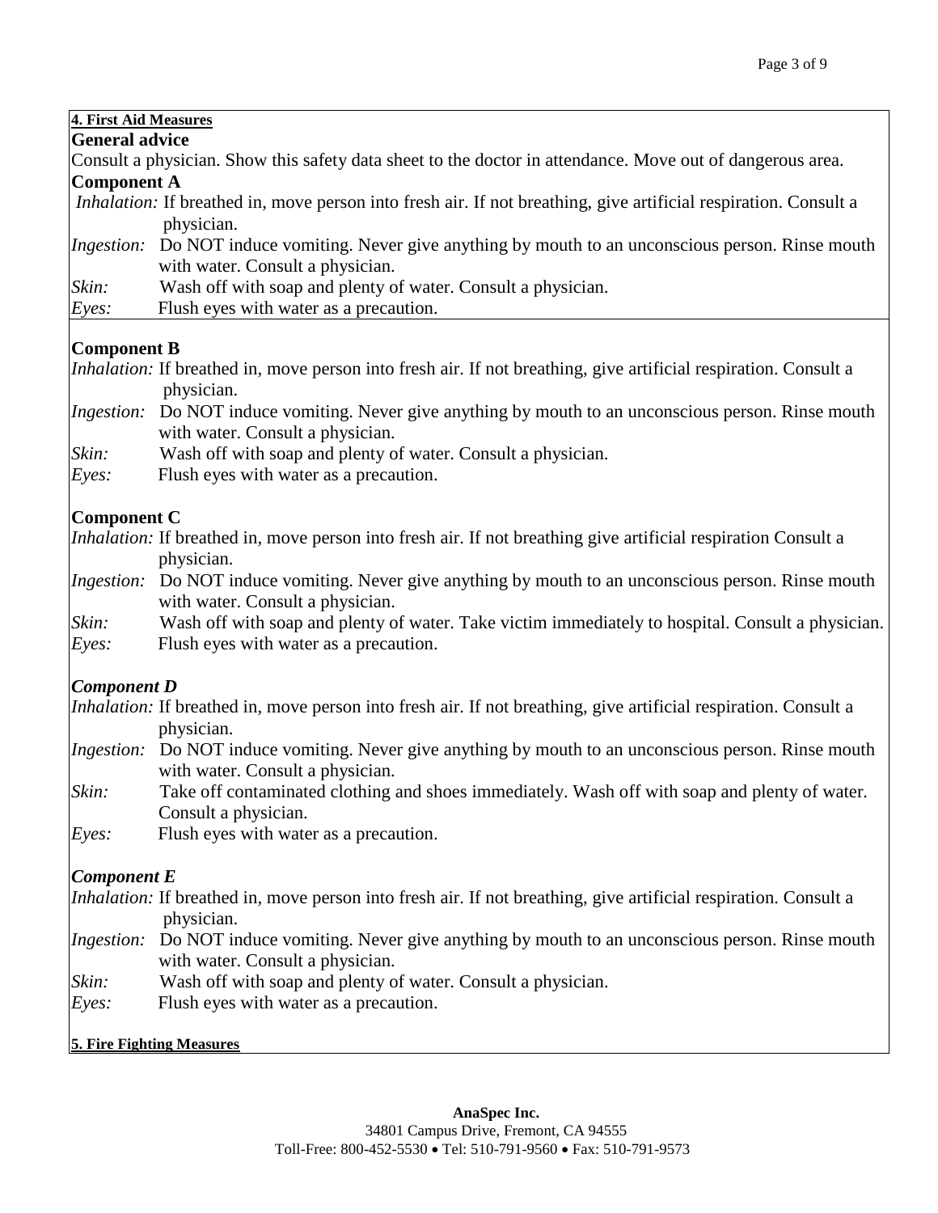## 4. First Aid Measures

**General advice**

Consult a physician. Show this safety data sheet to the doctor in attendance. Move out of dangerous area.

**Component A**

*Inhalation:* If breathed in, move person into fresh air. If not breathing, give artificial respiration. Consult a physician.

*Ingestion:* Do NOT induce vomiting. Never give anything by mouth to an unconscious person. Rinse mouth with water. Consult a physician.

*Skin:* Wash off with soap and plenty of water. Consult a physician.

*Eyes:* Flush eyes with water as a precaution.

**Component B**

*Inhalation:* If breathed in, move person into fresh air. If not breathing, give artificial respiration. Consult a physician.

*Ingestion:* Do NOT induce vomiting. Never give anything by mouth to an unconscious person. Rinse mouth with water. Consult a physician.

*Skin:* Wash off with soap and plenty of water. Consult a physician.

*Eyes:* Flush eyes with water as a precaution.

**Component C**

*Inhalation:* If breathed in, move person into fresh air. If not breathing give artificial respiration Consult a physician.

*Ingestion:* Do NOT induce vomiting. Never give anything by mouth to an unconscious person. Rinse mouth with water. Consult a physician.

*Skin:* Wash off with soap and plenty of water. Take victim immediately to hospital. Consult a physician.

*Eyes:* Flush eyes with water as a precaution.

***Component D***

*Inhalation:* If breathed in, move person into fresh air. If not breathing, give artificial respiration. Consult a physician.

*Ingestion:* Do NOT induce vomiting. Never give anything by mouth to an unconscious person. Rinse mouth with water. Consult a physician.

*Skin:* Take off contaminated clothing and shoes immediately. Wash off with soap and plenty of water. Consult a physician.

*Eyes:* Flush eyes with water as a precaution.

***Component E***

*Inhalation:* If breathed in, move person into fresh air. If not breathing, give artificial respiration. Consult a physician.

*Ingestion:* Do NOT induce vomiting. Never give anything by mouth to an unconscious person. Rinse mouth with water. Consult a physician.

*Skin:* Wash off with soap and plenty of water. Consult a physician.

*Eyes:* Flush eyes with water as a precaution.

## 5. Fire Fighting Measures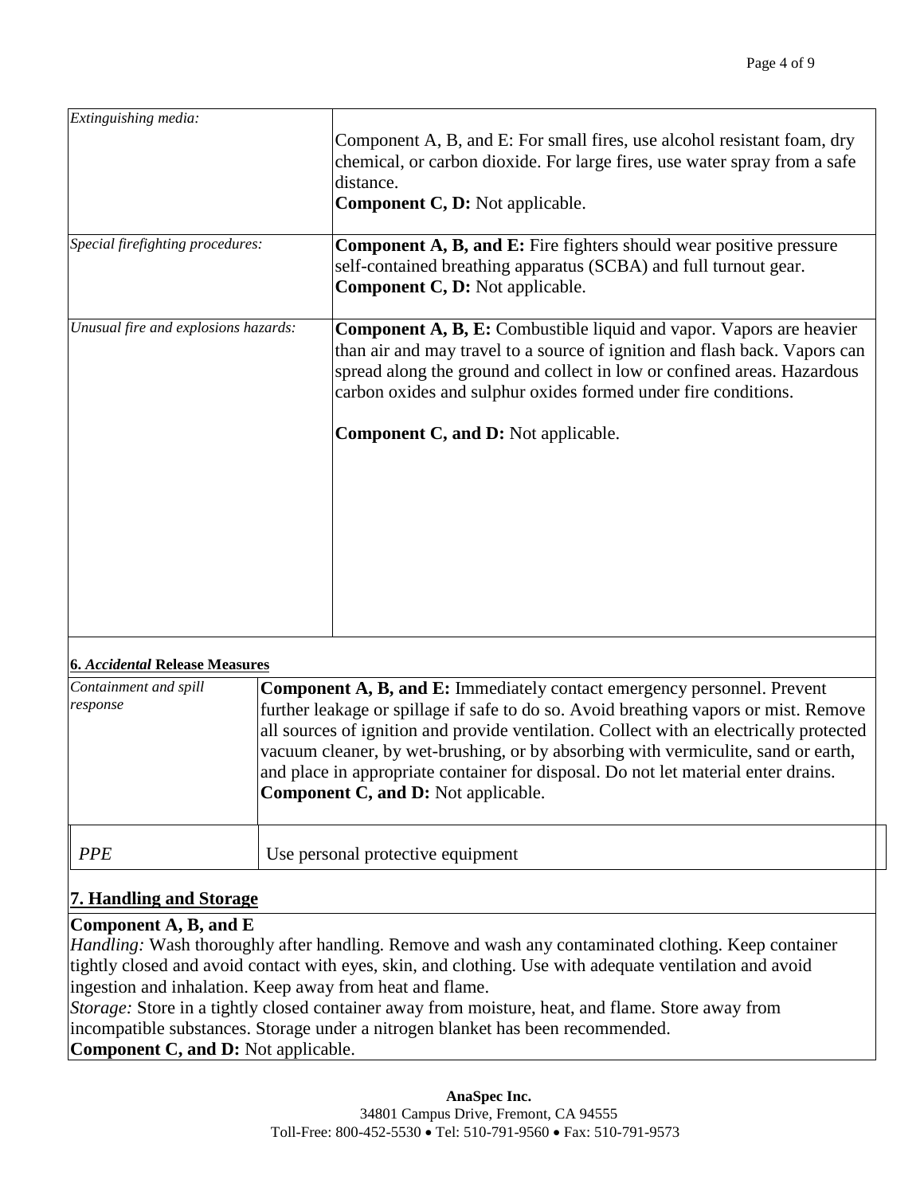| | |
|---|---|
| *Extinguishing media:* | Component A, B, and E: For small fires, use alcohol resistant foam, dry chemical, or carbon dioxide. For large fires, use water spray from a safe distance.<br>**Component C, D:** Not applicable. |
| *Special firefighting procedures:* | **Component A, B, and E:** Fire fighters should wear positive pressure self-contained breathing apparatus (SCBA) and full turnout gear.<br>**Component C, D:** Not applicable. |
| *Unusual fire and explosions hazards:* | **Component A, B, E:** Combustible liquid and vapor. Vapors are heavier than air and may travel to a source of ignition and flash back. Vapors can spread along the ground and collect in low or confined areas. Hazardous carbon oxides and sulphur oxides formed under fire conditions.<br><br>**Component C, and D:** Not applicable. |

**6. *Accidental* Release Measures**

| | |
|---|---|
| *Containment and spill response* | **Component A, B, and E:** Immediately contact emergency personnel. Prevent further leakage or spillage if safe to do so. Avoid breathing vapors or mist. Remove all sources of ignition and provide ventilation. Collect with an electrically protected vacuum cleaner, by wet-brushing, or by absorbing with vermiculite, sand or earth, and place in appropriate container for disposal. Do not let material enter drains.<br>**Component C, and D:** Not applicable. |
| *PPE* | Use personal protective equipment |

## 7. Handling and Storage

**Component A, B, and E**

*Handling:* Wash thoroughly after handling. Remove and wash any contaminated clothing. Keep container tightly closed and avoid contact with eyes, skin, and clothing. Use with adequate ventilation and avoid ingestion and inhalation. Keep away from heat and flame.

*Storage:* Store in a tightly closed container away from moisture, heat, and flame. Store away from incompatible substances. Storage under a nitrogen blanket has been recommended.

**Component C, and D:** Not applicable.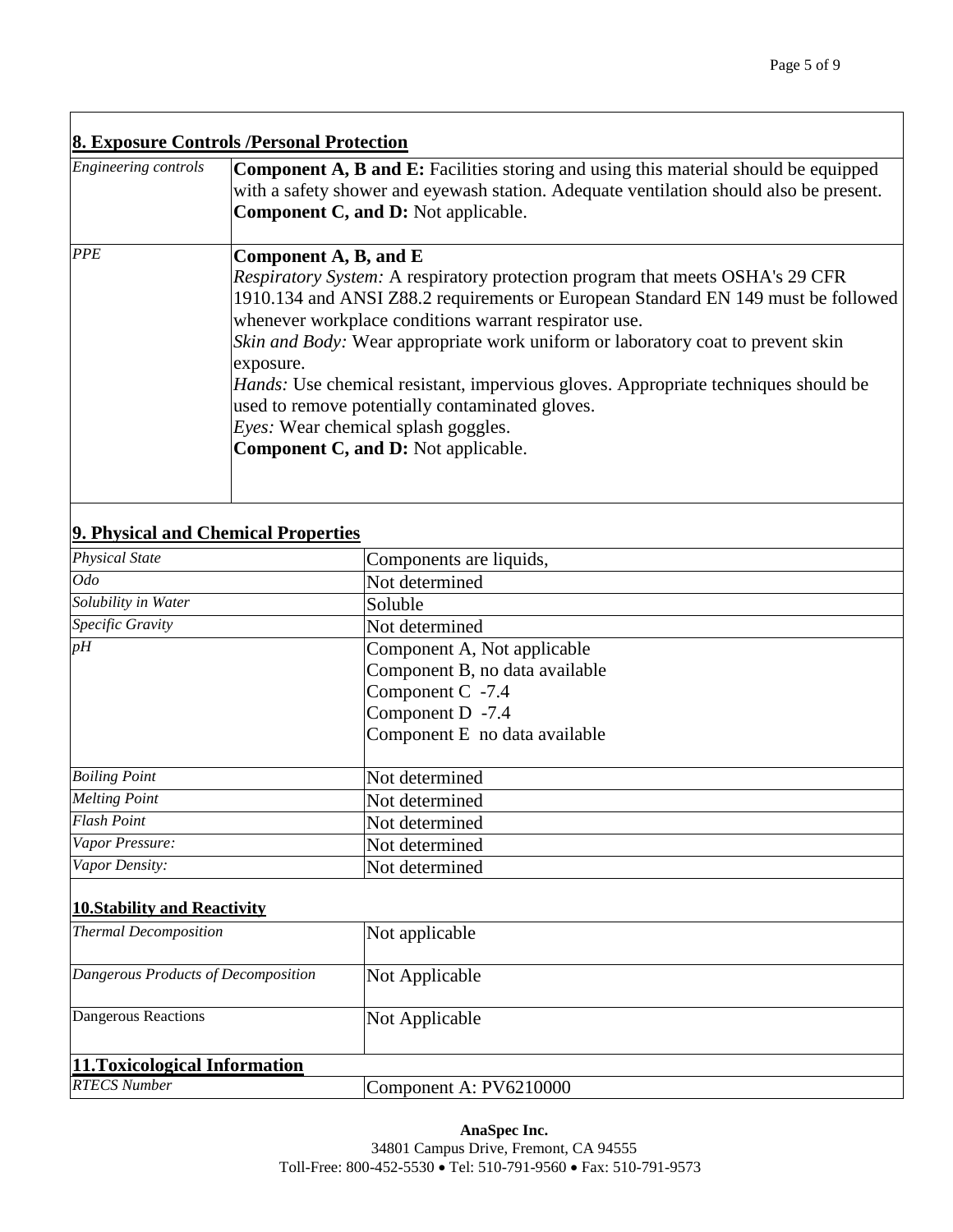## 8. Exposure Controls /Personal Protection

| | |
|---|---|
| *Engineering controls* | **Component A, B and E:** Facilities storing and using this material should be equipped with a safety shower and eyewash station. Adequate ventilation should also be present.<br>**Component C, and D:** Not applicable. |
| *PPE* | **Component A, B, and E**<br>*Respiratory System:* A respiratory protection program that meets OSHA's 29 CFR 1910.134 and ANSI Z88.2 requirements or European Standard EN 149 must be followed whenever workplace conditions warrant respirator use.<br>*Skin and Body:* Wear appropriate work uniform or laboratory coat to prevent skin exposure.<br>*Hands:* Use chemical resistant, impervious gloves. Appropriate techniques should be used to remove potentially contaminated gloves.<br>*Eyes:* Wear chemical splash goggles.<br>**Component C, and D:** Not applicable. |

## 9. Physical and Chemical Properties

| | |
|---|---|
| *Physical State* | Components are liquids, |
| *Odo* | Not determined |
| *Solubility in Water* | Soluble |
| *Specific Gravity* | Not determined |
| *pH* | Component A, Not applicable<br>Component B, no data available<br>Component C -7.4<br>Component D -7.4<br>Component E no data available |
| *Boiling Point* | Not determined |
| *Melting Point* | Not determined |
| *Flash Point* | Not determined |
| *Vapor Pressure:* | Not determined |
| *Vapor Density:* | Not determined |

## 10.Stability and Reactivity

| | |
|---|---|
| *Thermal Decomposition* | Not applicable |
| *Dangerous Products of Decomposition* | Not Applicable |
| Dangerous Reactions | Not Applicable |

## 11.Toxicological Information

| | |
|---|---|
| *RTECS Number* | Component A: PV6210000 |

**AnaSpec Inc.**
34801 Campus Drive, Fremont, CA 94555
Toll-Free: 800-452-5530 • Tel: 510-791-9560 • Fax: 510-791-9573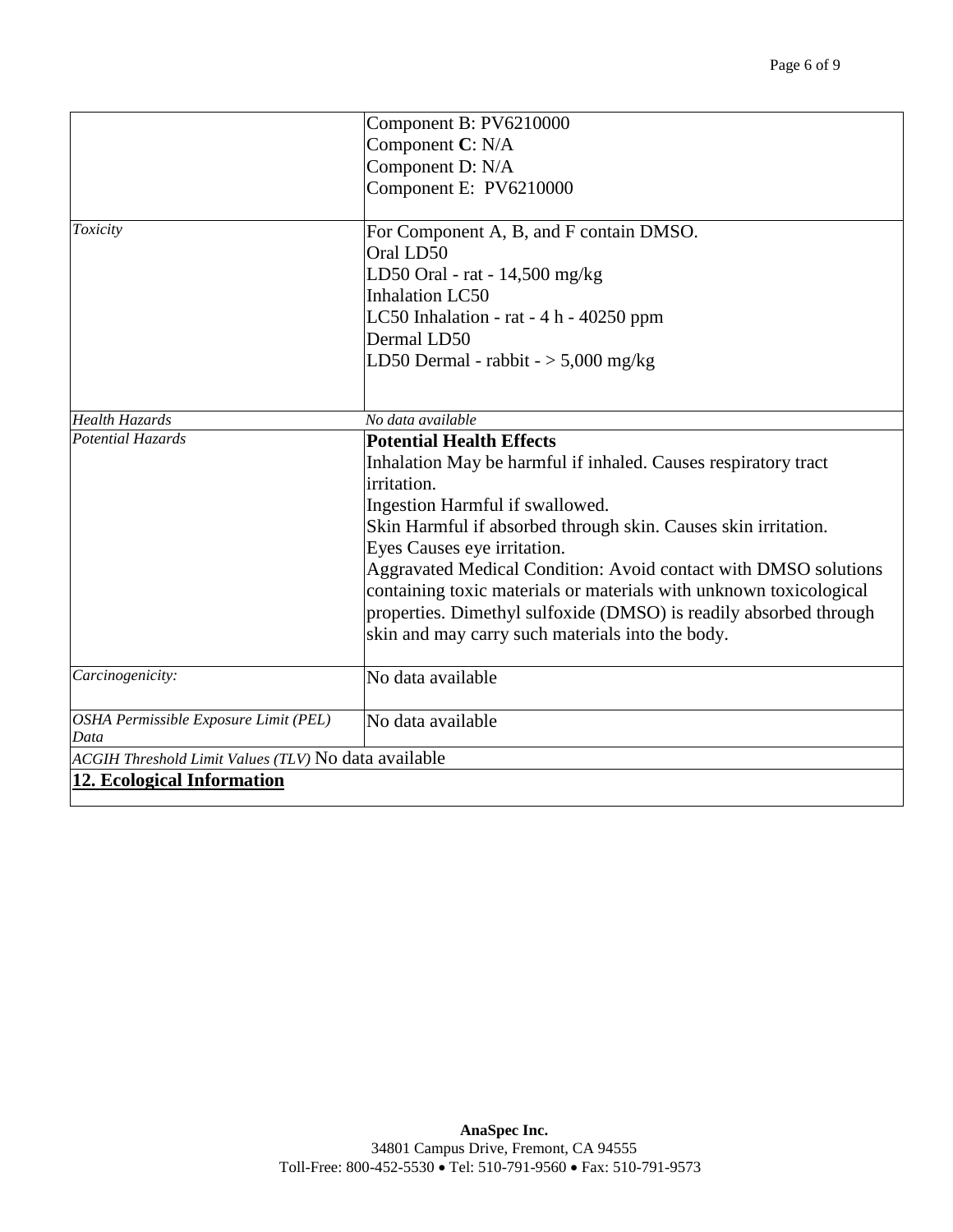| | |
|---|---|
| | Component B: PV6210000<br>Component **C**: N/A<br>Component D: N/A<br>Component E: PV6210000 |
| *Toxicity* | For Component A, B, and F contain DMSO.<br>Oral LD50<br>LD50 Oral - rat - 14,500 mg/kg<br>Inhalation LC50<br>LC50 Inhalation - rat - 4 h - 40250 ppm<br>Dermal LD50<br>LD50 Dermal - rabbit - > 5,000 mg/kg |
| *Health Hazards* | *No data available* |
| *Potential Hazards* | **Potential Health Effects**<br>Inhalation May be harmful if inhaled. Causes respiratory tract irritation.<br>Ingestion Harmful if swallowed.<br>Skin Harmful if absorbed through skin. Causes skin irritation.<br>Eyes Causes eye irritation.<br>Aggravated Medical Condition: Avoid contact with DMSO solutions containing toxic materials or materials with unknown toxicological properties. Dimethyl sulfoxide (DMSO) is readily absorbed through skin and may carry such materials into the body. |
| *Carcinogenicity:* | No data available |
| *OSHA Permissible Exposure Limit (PEL) Data* | No data available |
| *ACGIH Threshold Limit Values (TLV)* No data available | |

## 12. Ecological Information

**AnaSpec Inc.**
34801 Campus Drive, Fremont, CA 94555
Toll-Free: 800-452-5530 • Tel: 510-791-9560 • Fax: 510-791-9573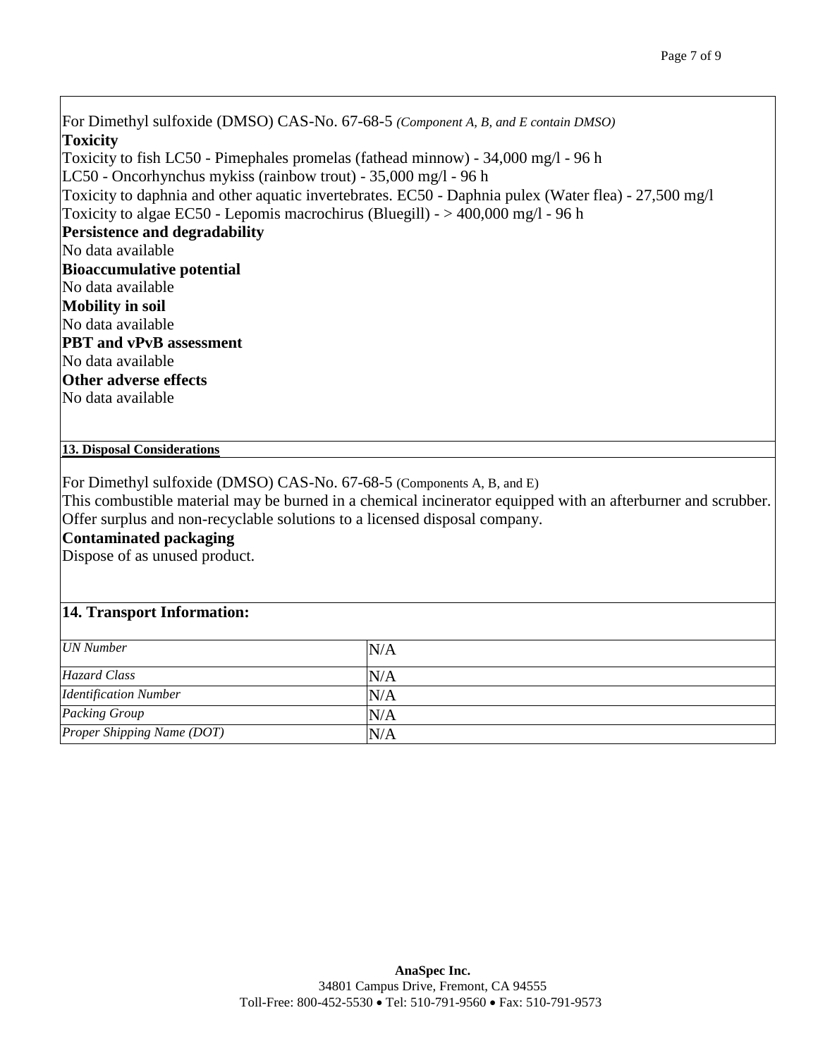For Dimethyl sulfoxide (DMSO) CAS-No. 67-68-5 *(Component A, B, and E contain DMSO)*

**Toxicity**

Toxicity to fish LC50 - Pimephales promelas (fathead minnow) - 34,000 mg/l - 96 h
LC50 - Oncorhynchus mykiss (rainbow trout) - 35,000 mg/l - 96 h
Toxicity to daphnia and other aquatic invertebrates. EC50 - Daphnia pulex (Water flea) - 27,500 mg/l
Toxicity to algae EC50 - Lepomis macrochirus (Bluegill) - > 400,000 mg/l - 96 h

**Persistence and degradability**

No data available

**Bioaccumulative potential**

No data available

**Mobility in soil**

No data available

**PBT and vPvB assessment**

No data available

**Other adverse effects**

No data available

## 13. Disposal Considerations

For Dimethyl sulfoxide (DMSO) CAS-No. 67-68-5 (Components A, B, and E)
This combustible material may be burned in a chemical incinerator equipped with an afterburner and scrubber. Offer surplus and non-recyclable solutions to a licensed disposal company.

**Contaminated packaging**

Dispose of as unused product.

## 14. Transport Information:

| | |
|---|---|
| *UN Number* | N/A |
| *Hazard Class* | N/A |
| *Identification Number* | N/A |
| *Packing Group* | N/A |
| *Proper Shipping Name (DOT)* | N/A |

**AnaSpec Inc.**
34801 Campus Drive, Fremont, CA 94555
Toll-Free: 800-452-5530 • Tel: 510-791-9560 • Fax: 510-791-9573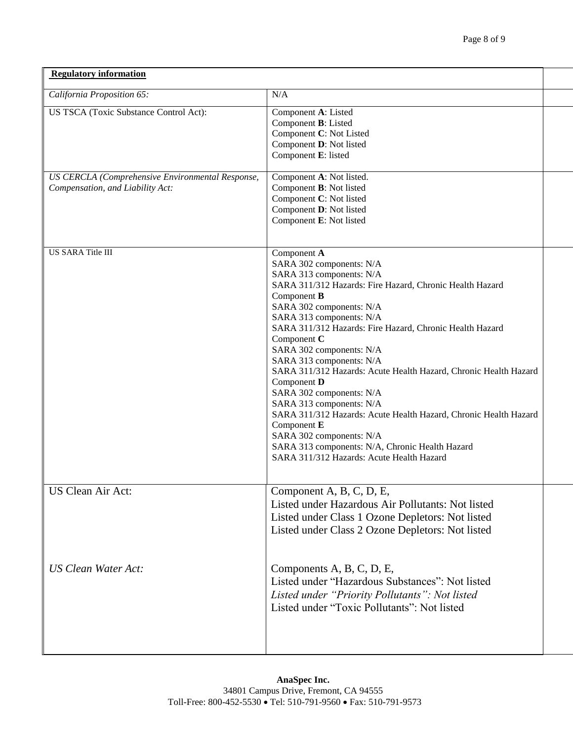| **Regulatory information** | |
|---|---|
| *California Proposition 65:* | N/A |
| US TSCA (Toxic Substance Control Act): | Component **A**: Listed<br>Component **B**: Listed<br>Component **C**: Not Listed<br>Component **D**: Not listed<br>Component **E**: listed |
| *US CERCLA (Comprehensive Environmental Response, Compensation, and Liability Act:* | Component **A**: Not listed.<br>Component **B**: Not listed<br>Component **C**: Not listed<br>Component **D**: Not listed<br>Component **E**: Not listed |
| US SARA Title III | Component **A**<br>SARA 302 components: N/A<br>SARA 313 components: N/A<br>SARA 311/312 Hazards: Fire Hazard, Chronic Health Hazard<br>Component **B**<br>SARA 302 components: N/A<br>SARA 313 components: N/A<br>SARA 311/312 Hazards: Fire Hazard, Chronic Health Hazard<br>Component **C**<br>SARA 302 components: N/A<br>SARA 313 components: N/A<br>SARA 311/312 Hazards: Acute Health Hazard, Chronic Health Hazard<br>Component **D**<br>SARA 302 components: N/A<br>SARA 313 components: N/A<br>SARA 311/312 Hazards: Acute Health Hazard, Chronic Health Hazard<br>Component **E**<br>SARA 302 components: N/A<br>SARA 313 components: N/A, Chronic Health Hazard<br>SARA 311/312 Hazards: Acute Health Hazard |
| US Clean Air Act:<br><br><br><br>*US Clean Water Act:* | Component A, B, C, D, E,<br>Listed under Hazardous Air Pollutants: Not listed<br>Listed under Class 1 Ozone Depletors: Not listed<br>Listed under Class 2 Ozone Depletors: Not listed<br><br>Components A, B, C, D, E,<br>Listed under "Hazardous Substances": Not listed<br>*Listed under "Priority Pollutants": Not listed*<br>Listed under "Toxic Pollutants": Not listed |

**AnaSpec Inc.**
34801 Campus Drive, Fremont, CA 94555
Toll-Free: 800-452-5530 • Tel: 510-791-9560 • Fax: 510-791-9573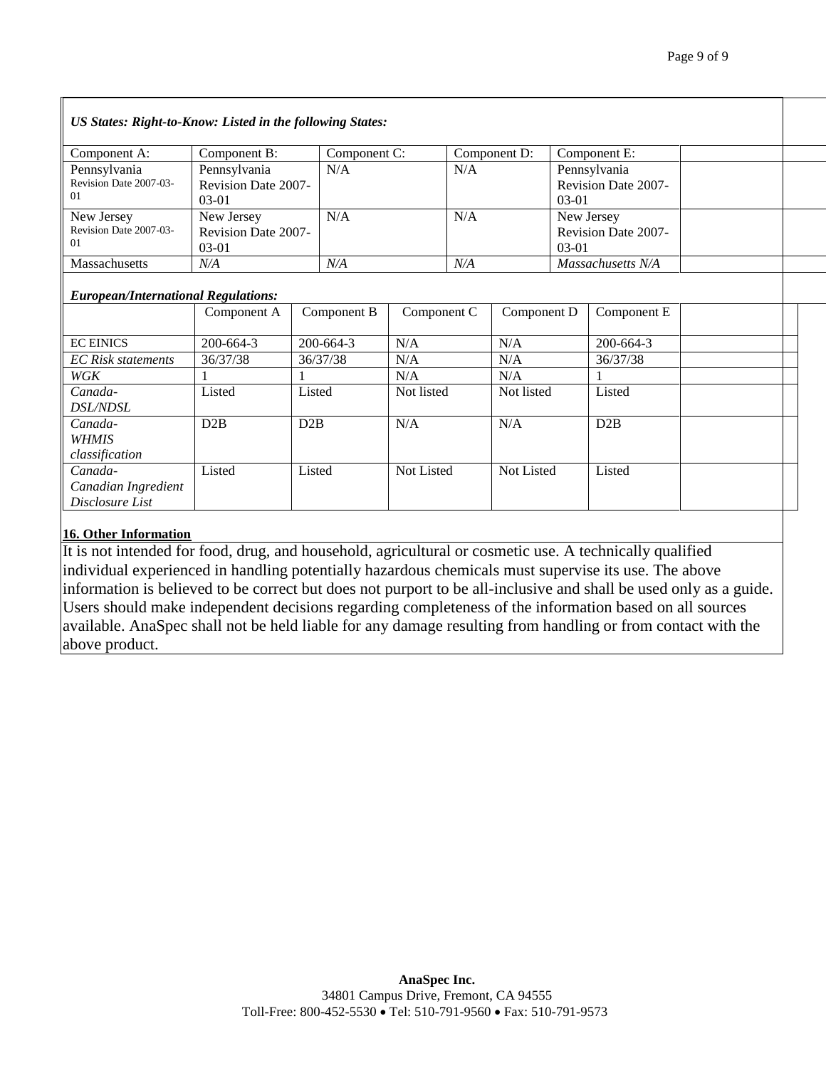*US States: Right-to-Know: Listed in the following States:*

| Component A: | Component B: | Component C: | Component D: | Component E: | |
|---|---|---|---|---|---|
| Pennsylvania Revision Date 2007-03-01 | Pennsylvania Revision Date 2007-03-01 | N/A | N/A | Pennsylvania Revision Date 2007-03-01 | |
| New Jersey Revision Date 2007-03-01 | New Jersey Revision Date 2007-03-01 | N/A | N/A | New Jersey Revision Date 2007-03-01 | |
| Massachusetts | *N/A* | *N/A* | *N/A* | *Massachusetts N/A* | |

*European/International Regulations:*

| | Component A | Component B | Component C | Component D | Component E | |
|---|---|---|---|---|---|---|
| EC EINICS | 200-664-3 | 200-664-3 | N/A | N/A | 200-664-3 | |
| *EC Risk statements* | 36/37/38 | 36/37/38 | N/A | N/A | 36/37/38 | |
| *WGK* | 1 | 1 | N/A | N/A | 1 | |
| *Canada-DSL/NDSL* | Listed | Listed | Not listed | Not listed | Listed | |
| *Canada-WHMIS classification* | D2B | D2B | N/A | N/A | D2B | |
| *Canada-Canadian Ingredient Disclosure List* | Listed | Listed | Not Listed | Not Listed | Listed | |

**16. Other Information**

It is not intended for food, drug, and household, agricultural or cosmetic use. A technically qualified individual experienced in handling potentially hazardous chemicals must supervise its use. The above information is believed to be correct but does not purport to be all-inclusive and shall be used only as a guide. Users should make independent decisions regarding completeness of the information based on all sources available. AnaSpec shall not be held liable for any damage resulting from handling or from contact with the above product.

**AnaSpec Inc.**
34801 Campus Drive, Fremont, CA 94555
Toll-Free: 800-452-5530 • Tel: 510-791-9560 • Fax: 510-791-9573